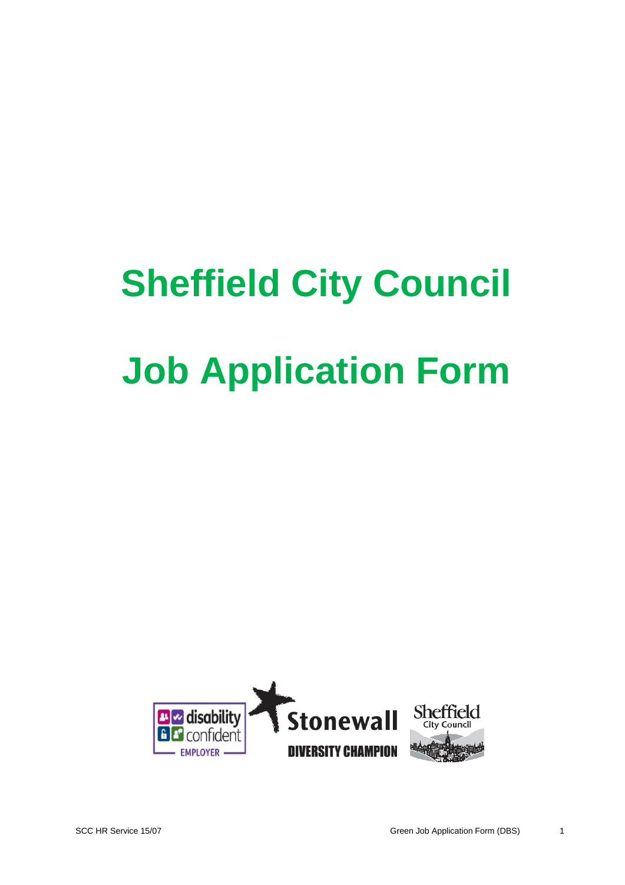# Sheffield City Council

# Job Application Form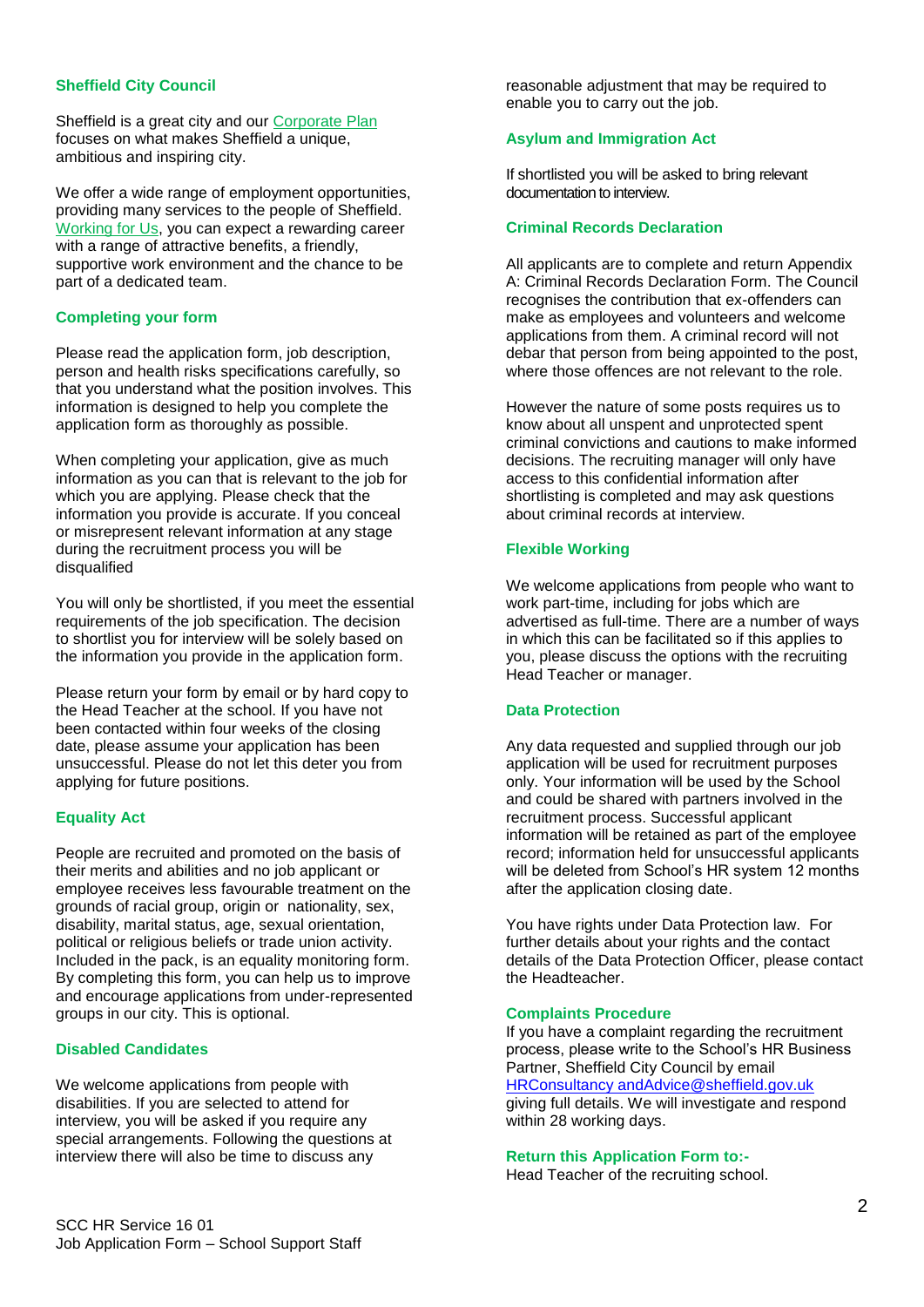## Sheffield City Council

Sheffield is a great city and our [Corporate Plan] focuses on what makes Sheffield a unique, ambitious and inspiring city.

We offer a wide range of employment opportunities, providing many services to the people of Sheffield. [Working for Us], you can expect a rewarding career with a range of attractive benefits, a friendly, supportive work environment and the chance to be part of a dedicated team.

## Completing your form

Please read the application form, job description, person and health risks specifications carefully, so that you understand what the position involves. This information is designed to help you complete the application form as thoroughly as possible.

When completing your application, give as much information as you can that is relevant to the job for which you are applying. Please check that the information you provide is accurate. If you conceal or misrepresent relevant information at any stage during the recruitment process you will be disqualified

You will only be shortlisted, if you meet the essential requirements of the job specification. The decision to shortlist you for interview will be solely based on the information you provide in the application form.

Please return your form by email or by hard copy to the Head Teacher at the school. If you have not been contacted within four weeks of the closing date, please assume your application has been unsuccessful. Please do not let this deter you from applying for future positions.

## Equality Act

People are recruited and promoted on the basis of their merits and abilities and no job applicant or employee receives less favourable treatment on the grounds of racial group, origin or nationality, sex, disability, marital status, age, sexual orientation, political or religious beliefs or trade union activity. Included in the pack, is an equality monitoring form. By completing this form, you can help us to improve and encourage applications from under-represented groups in our city. This is optional.

## Disabled Candidates

We welcome applications from people with disabilities. If you are selected to attend for interview, you will be asked if you require any special arrangements. Following the questions at interview there will also be time to discuss any reasonable adjustment that may be required to enable you to carry out the job.

## Asylum and Immigration Act

If shortlisted you will be asked to bring relevant documentation to interview.

## Criminal Records Declaration

All applicants are to complete and return Appendix A: Criminal Records Declaration Form. The Council recognises the contribution that ex-offenders can make as employees and volunteers and welcome applications from them. A criminal record will not debar that person from being appointed to the post, where those offences are not relevant to the role.

However the nature of some posts requires us to know about all unspent and unprotected spent criminal convictions and cautions to make informed decisions. The recruiting manager will only have access to this confidential information after shortlisting is completed and may ask questions about criminal records at interview.

## Flexible Working

We welcome applications from people who want to work part-time, including for jobs which are advertised as full-time. There are a number of ways in which this can be facilitated so if this applies to you, please discuss the options with the recruiting Head Teacher or manager.

## Data Protection

Any data requested and supplied through our job application will be used for recruitment purposes only. Your information will be used by the School and could be shared with partners involved in the recruitment process. Successful applicant information will be retained as part of the employee record; information held for unsuccessful applicants will be deleted from School's HR system 12 months after the application closing date.

You have rights under Data Protection law. For further details about your rights and the contact details of the Data Protection Officer, please contact the Headteacher.

## Complaints Procedure

If you have a complaint regarding the recruitment process, please write to the School's HR Business Partner, Sheffield City Council by email HRConsultancy andAdvice@sheffield.gov.uk giving full details. We will investigate and respond within 28 working days.

## Return this Application Form to:-

Head Teacher of the recruiting school.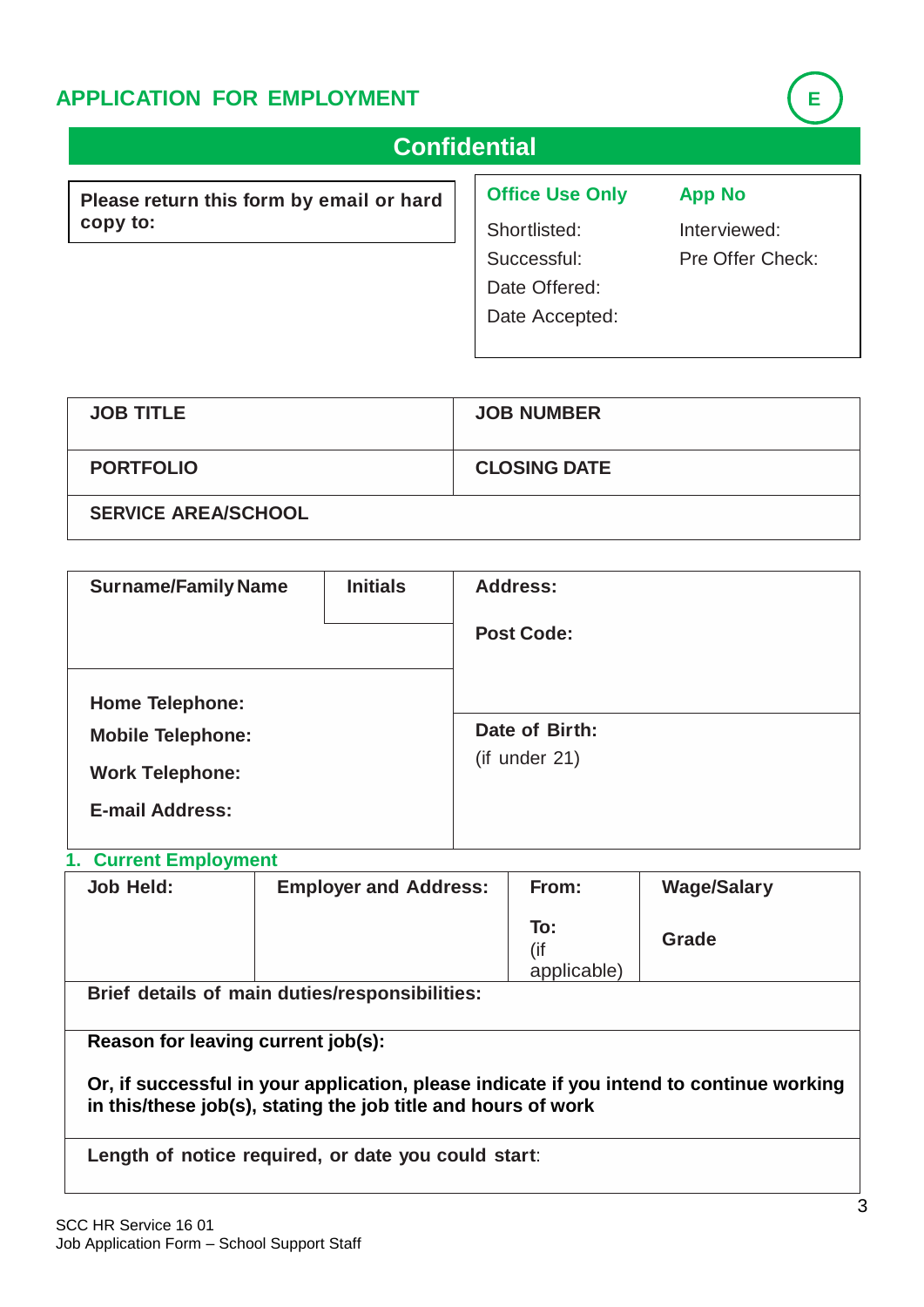# APPLICATION FOR EMPLOYMENT

E

## Confidential

| Please return this form by email or hard copy to: |
|---|

| Office Use Only | App No |
|---|---|
| Shortlisted: | Interviewed: |
| Successful: | Pre Offer Check: |
| Date Offered: | |
| Date Accepted: | |

| JOB TITLE | JOB NUMBER |
|---|---|
| PORTFOLIO | CLOSING DATE |
| SERVICE AREA/SCHOOL | |

| Surname/Family Name | Initials | Address:<br><br>Post Code: |
|---|---|---|
| Home Telephone:<br>Mobile Telephone:<br>Work Telephone:<br>E-mail Address: | | Date of Birth:<br>(if under 21) |

## 1. Current Employment

| Job Held: | Employer and Address: | From:<br><br>To:<br>(if applicable) | Wage/Salary<br><br>Grade |
|---|---|---|---|
| Brief details of main duties/responsibilities: | | | |
| Reason for leaving current job(s):<br><br>Or, if successful in your application, please indicate if you intend to continue working in this/these job(s), stating the job title and hours of work | | | |
| Length of notice required, or date you could start: | | | |

SCC HR Service 16 01
Job Application Form – School Support Staff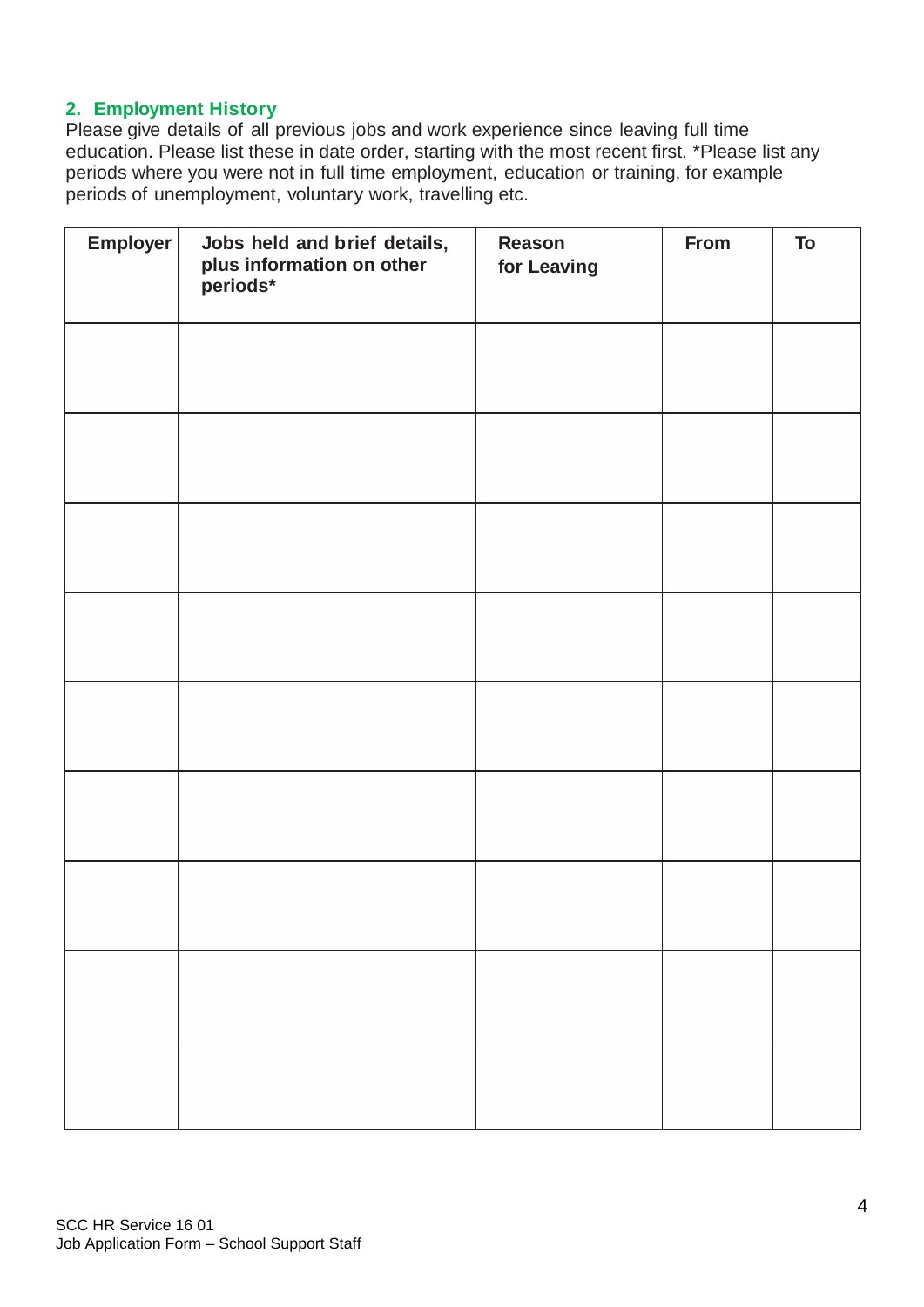## 2. Employment History

Please give details of all previous jobs and work experience since leaving full time education. Please list these in date order, starting with the most recent first. *Please list any periods where you were not in full time employment, education or training, for example periods of unemployment, voluntary work, travelling etc.

| Employer | Jobs held and brief details, plus information on other periods* | Reason for Leaving | From | To |
|---|---|---|---|---|
| | | | | |
| | | | | |
| | | | | |
| | | | | |
| | | | | |
| | | | | |
| | | | | |
| | | | | |
| | | | | |

SCC HR Service 16 01
Job Application Form – School Support Staff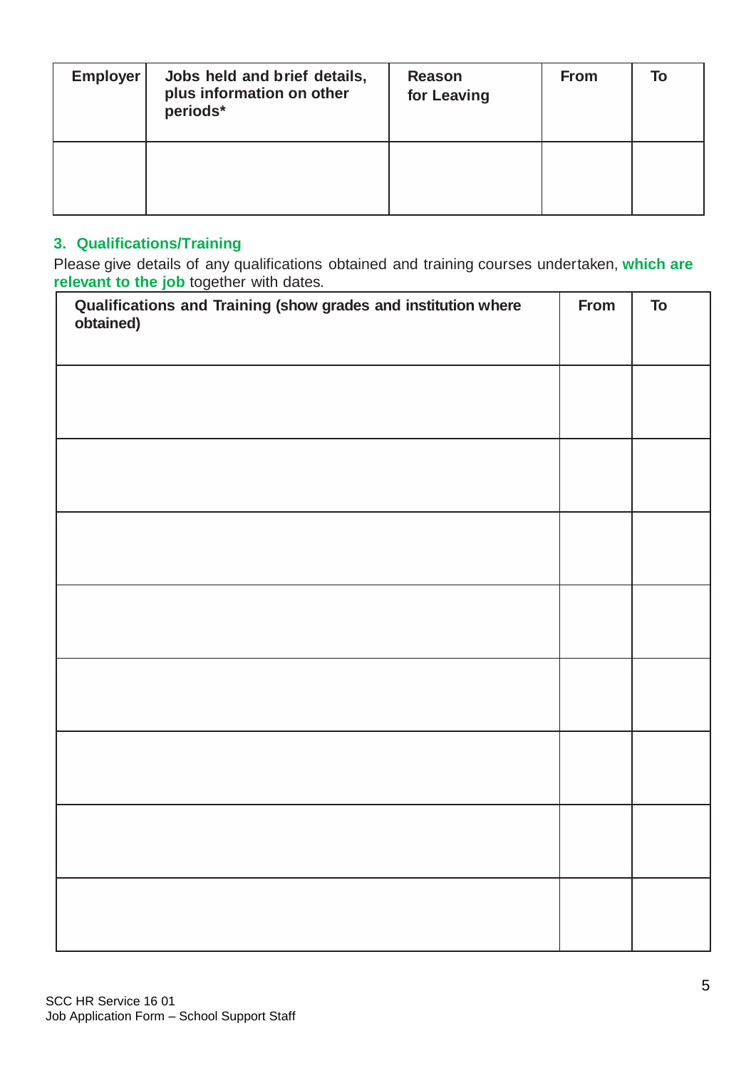| Employer | Jobs held and brief details, plus information on other periods* | Reason for Leaving | From | To |
|---|---|---|---|---|
| | | | | |

## 3. Qualifications/Training

Please give details of any qualifications obtained and training courses undertaken, **which are relevant to the job** together with dates.

| Qualifications and Training (show grades and institution where obtained) | From | To |
|---|---|---|
| | | |
| | | |
| | | |
| | | |
| | | |
| | | |
| | | |
| | | |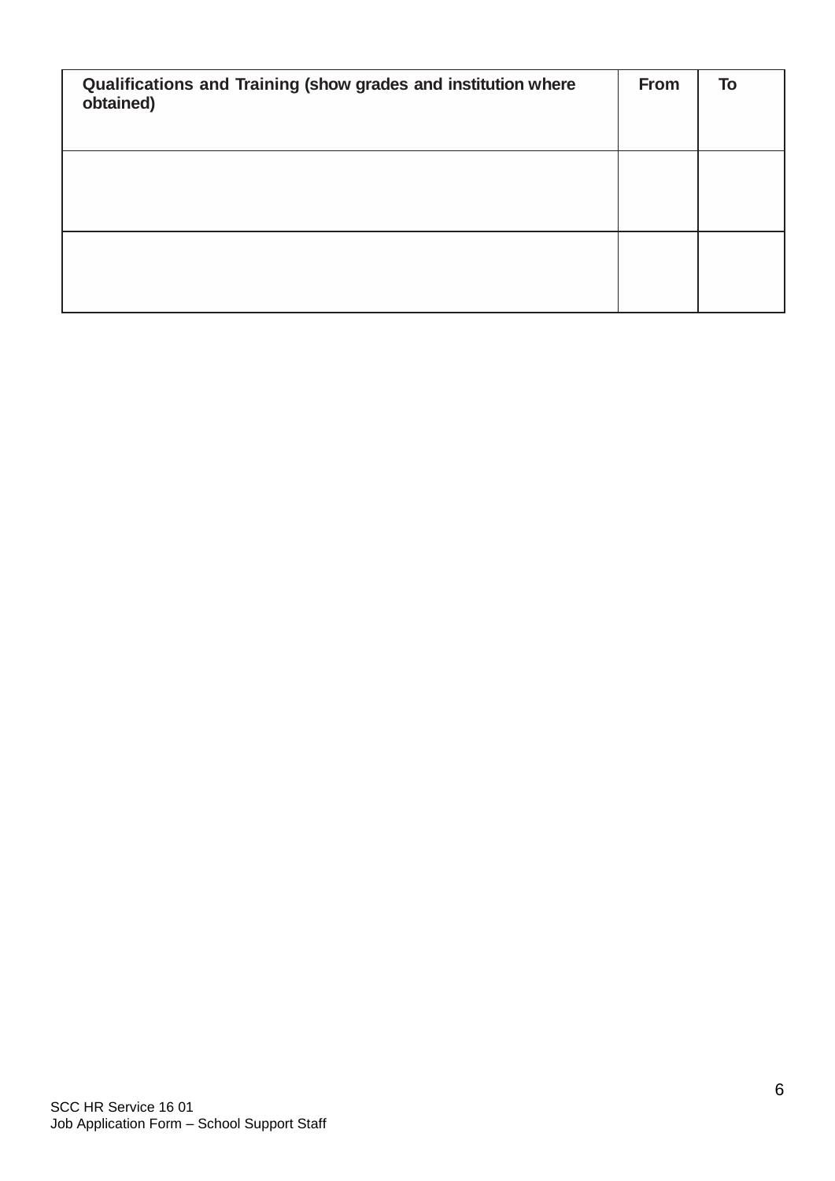| **Qualifications and Training (show grades and institution where obtained)** | **From** | **To** |
| --- | --- | --- |
| | | |
| | | |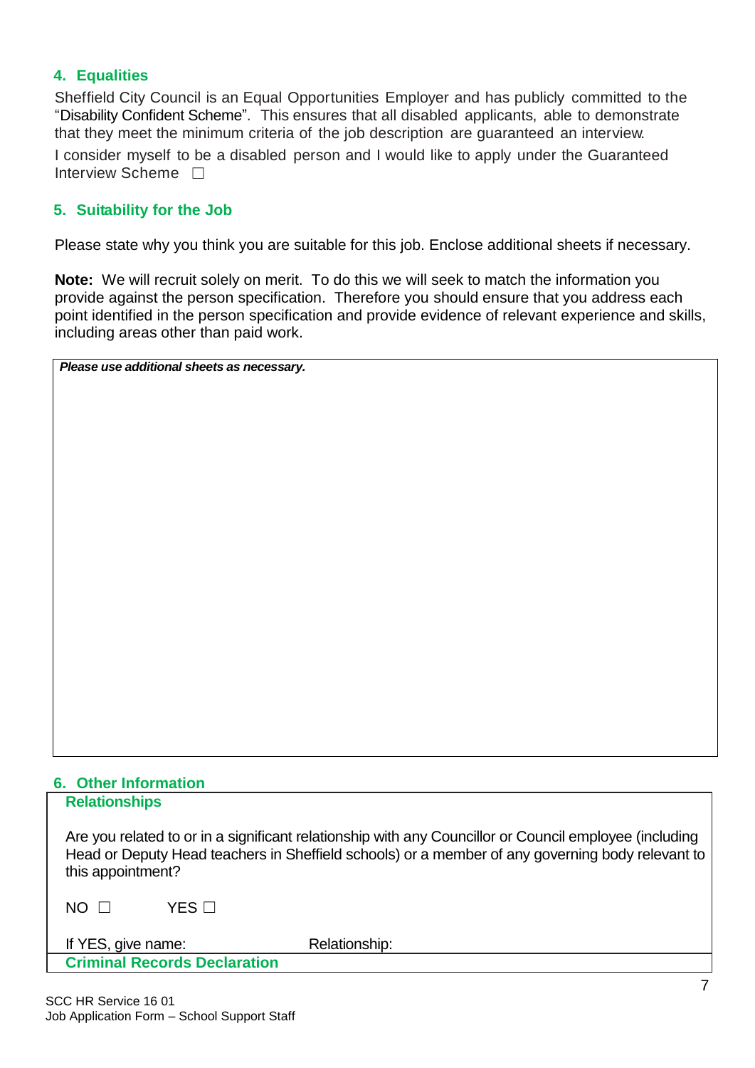## 4. Equalities

Sheffield City Council is an Equal Opportunities Employer and has publicly committed to the "Disability Confident Scheme". This ensures that all disabled applicants, able to demonstrate that they meet the minimum criteria of the job description are guaranteed an interview.

I consider myself to be a disabled person and I would like to apply under the Guaranteed Interview Scheme ☐

## 5. Suitability for the Job

Please state why you think you are suitable for this job. Enclose additional sheets if necessary.

**Note:** We will recruit solely on merit. To do this we will seek to match the information you provide against the person specification. Therefore you should ensure that you address each point identified in the person specification and provide evidence of relevant experience and skills, including areas other than paid work.

| ***Please use additional sheets as necessary.*** |
| --- |
| |

## 6. Other Information

### Relationships

Are you related to or in a significant relationship with any Councillor or Council employee (including Head or Deputy Head teachers in Sheffield schools) or a member of any governing body relevant to this appointment?

NO ☐ YES ☐

If YES, give name: Relationship:

### Criminal Records Declaration

SCC HR Service 16 01
Job Application Form – School Support Staff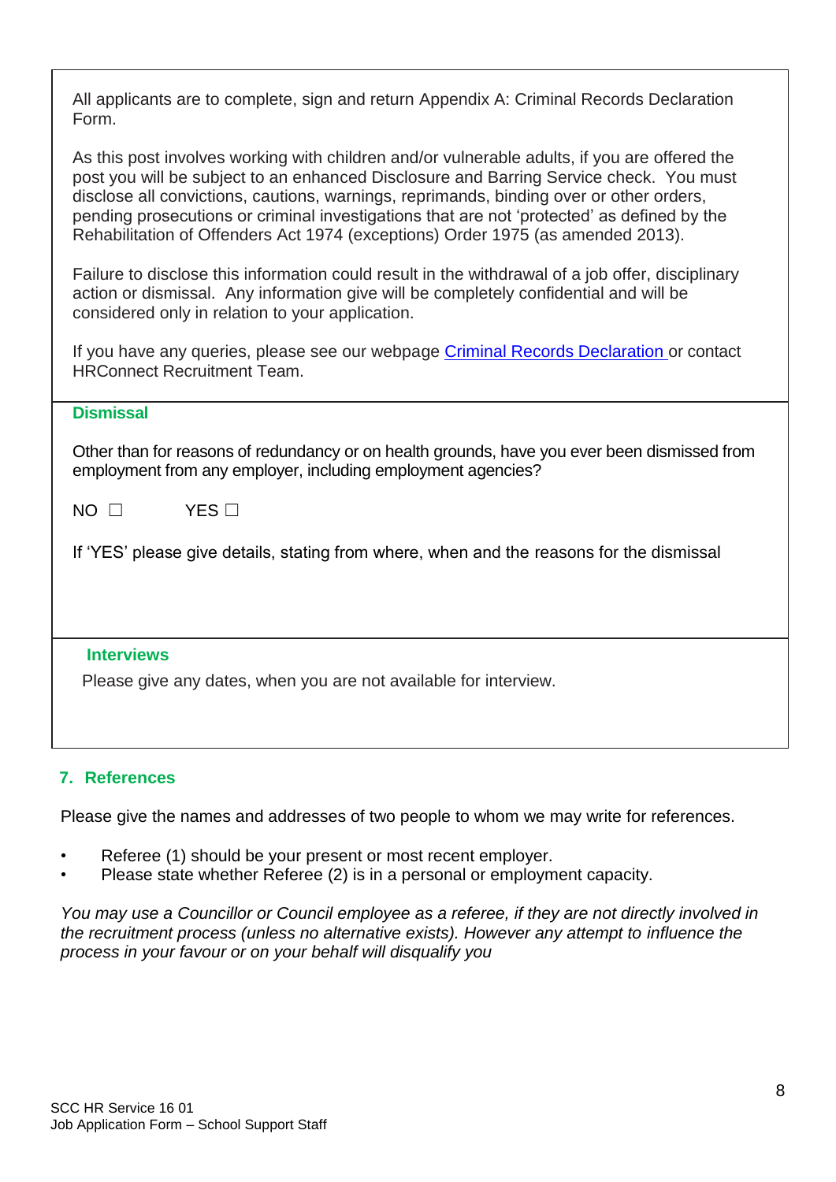All applicants are to complete, sign and return Appendix A: Criminal Records Declaration Form.

As this post involves working with children and/or vulnerable adults, if you are offered the post you will be subject to an enhanced Disclosure and Barring Service check. You must disclose all convictions, cautions, warnings, reprimands, binding over or other orders, pending prosecutions or criminal investigations that are not 'protected' as defined by the Rehabilitation of Offenders Act 1974 (exceptions) Order 1975 (as amended 2013).

Failure to disclose this information could result in the withdrawal of a job offer, disciplinary action or dismissal. Any information give will be completely confidential and will be considered only in relation to your application.

If you have any queries, please see our webpage Criminal Records Declaration or contact HRConnect Recruitment Team.

**Dismissal**

Other than for reasons of redundancy or on health grounds, have you ever been dismissed from employment from any employer, including employment agencies?

NO ☐ YES ☐

If 'YES' please give details, stating from where, when and the reasons for the dismissal

**Interviews**

Please give any dates, when you are not available for interview.

## 7. References

Please give the names and addresses of two people to whom we may write for references.

- Referee (1) should be your present or most recent employer.
- Please state whether Referee (2) is in a personal or employment capacity.

*You may use a Councillor or Council employee as a referee, if they are not directly involved in the recruitment process (unless no alternative exists). However any attempt to influence the process in your favour or on your behalf will disqualify you*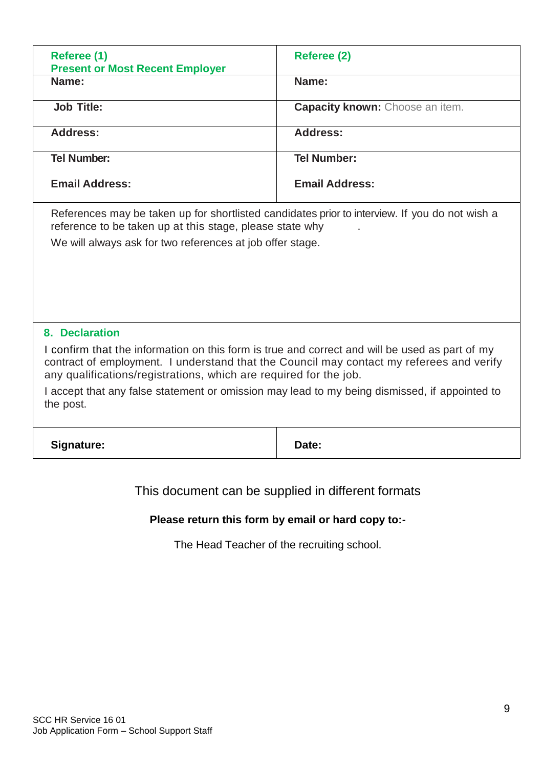| **Referee (1)**<br>**Present or Most Recent Employer** | **Referee (2)** |
|---|---|
| **Name:** | **Name:** |
| **Job Title:** | **Capacity known:** Choose an item. |
| **Address:** | **Address:** |
| **Tel Number:**<br><br>**Email Address:** | **Tel Number:**<br><br>**Email Address:** |

References may be taken up for shortlisted candidates prior to interview. If you do not wish a reference to be taken up at this stage, please state why .

We will always ask for two references at job offer stage.

## 8. Declaration

I confirm that the information on this form is true and correct and will be used as part of my contract of employment. I understand that the Council may contact my referees and verify any qualifications/registrations, which are required for the job.

I accept that any false statement or omission may lead to my being dismissed, if appointed to the post.

| | |
|---|---|
| **Signature:** | **Date:** |

This document can be supplied in different formats

**Please return this form by email or hard copy to:-**

The Head Teacher of the recruiting school.